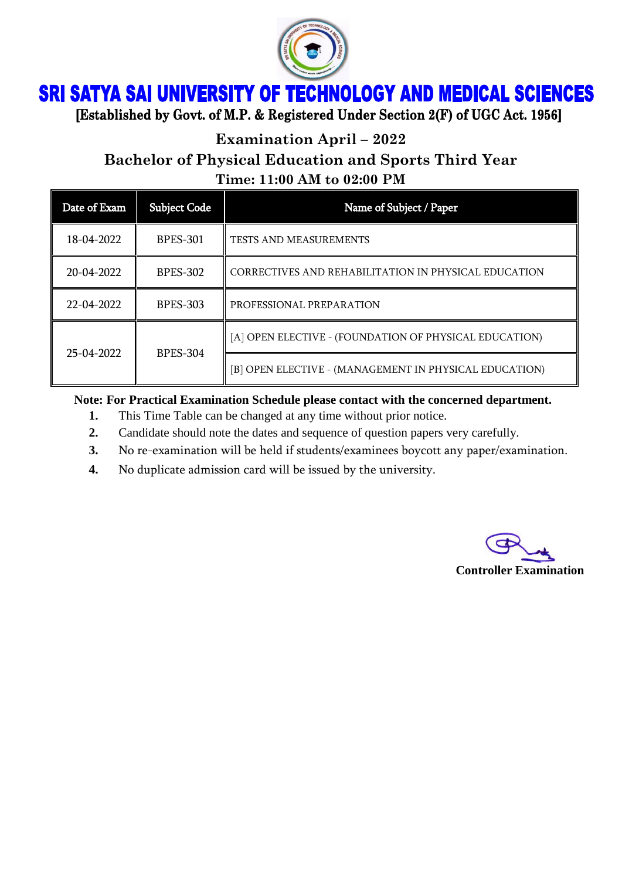# SRI SATYA SAI UNIVERSITY OF TECHNOLOGY AND MEDICAL SCIENCES

**[Established by Govt. of M.P. & Registered Under Section 2(F) of UGC Act. 1956]**

## Examination April – 2022

## Bachelor of Physical Education and Sports Third Year

### Time: 11:00 AM to 02:00 PM

| Date of Exam | Subject Code | Name of Subject / Paper |
|---|---|---|
| 18-04-2022 | BPES-301 | TESTS AND MEASUREMENTS |
| 20-04-2022 | BPES-302 | CORRECTIVES AND REHABILITATION IN PHYSICAL EDUCATION |
| 22-04-2022 | BPES-303 | PROFESSIONAL PREPARATION |
| 25-04-2022 | BPES-304 | [A] OPEN ELECTIVE - (FOUNDATION OF PHYSICAL EDUCATION) |
| | | [B] OPEN ELECTIVE - (MANAGEMENT IN PHYSICAL EDUCATION) |

**Note: For Practical Examination Schedule please contact with the concerned department.**

1. This Time Table can be changed at any time without prior notice.
2. Candidate should note the dates and sequence of question papers very carefully.
3. No re-examination will be held if students/examinees boycott any paper/examination.
4. No duplicate admission card will be issued by the university.

**Controller Examination**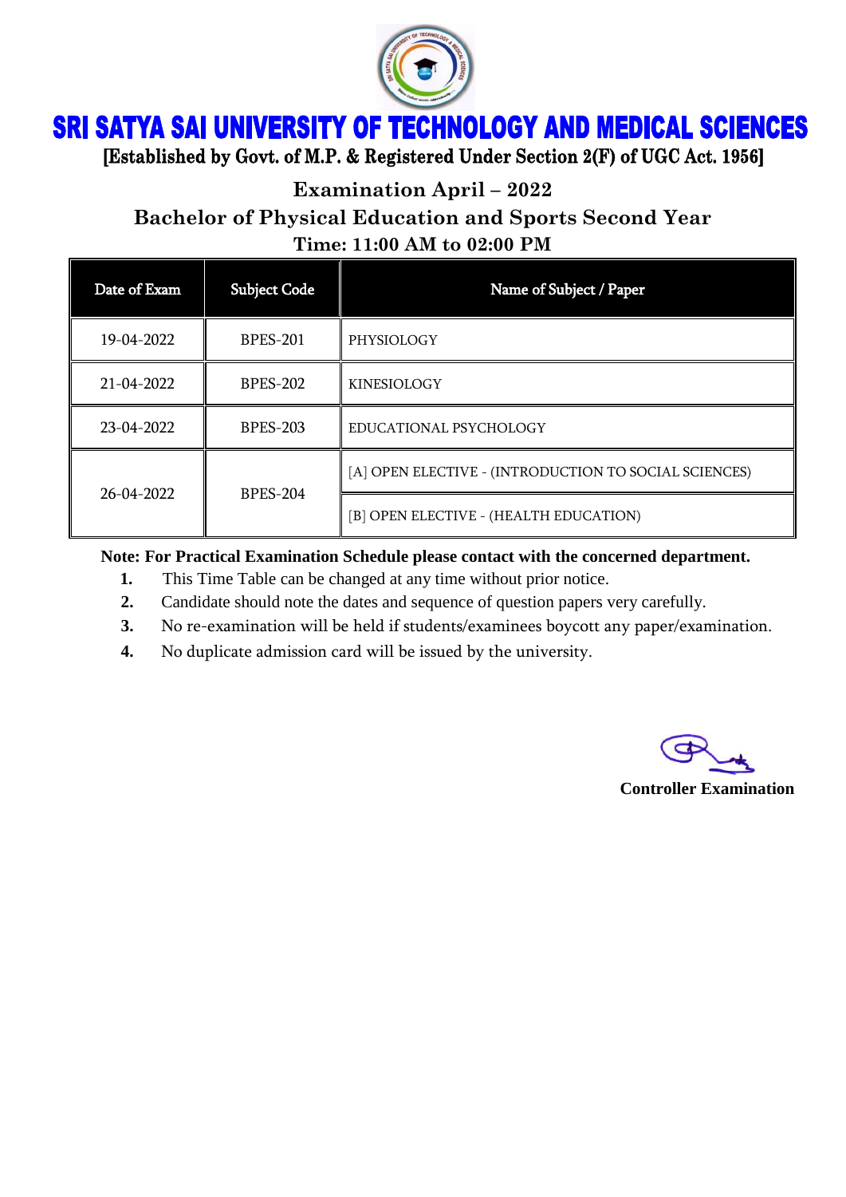# SRI SATYA SAI UNIVERSITY OF TECHNOLOGY AND MEDICAL SCIENCES

**[Established by Govt. of M.P. & Registered Under Section 2(F) of UGC Act. 1956]**

## Examination April – 2022

## Bachelor of Physical Education and Sports Second Year

### Time: 11:00 AM to 02:00 PM

| Date of Exam | Subject Code | Name of Subject / Paper |
|---|---|---|
| 19-04-2022 | BPES-201 | PHYSIOLOGY |
| 21-04-2022 | BPES-202 | KINESIOLOGY |
| 23-04-2022 | BPES-203 | EDUCATIONAL PSYCHOLOGY |
| 26-04-2022 | BPES-204 | [A] OPEN ELECTIVE - (INTRODUCTION TO SOCIAL SCIENCES) |
| | | [B] OPEN ELECTIVE - (HEALTH EDUCATION) |

**Note: For Practical Examination Schedule please contact with the concerned department.**

1. This Time Table can be changed at any time without prior notice.
2. Candidate should note the dates and sequence of question papers very carefully.
3. No re-examination will be held if students/examinees boycott any paper/examination.
4. No duplicate admission card will be issued by the university.

**Controller Examination**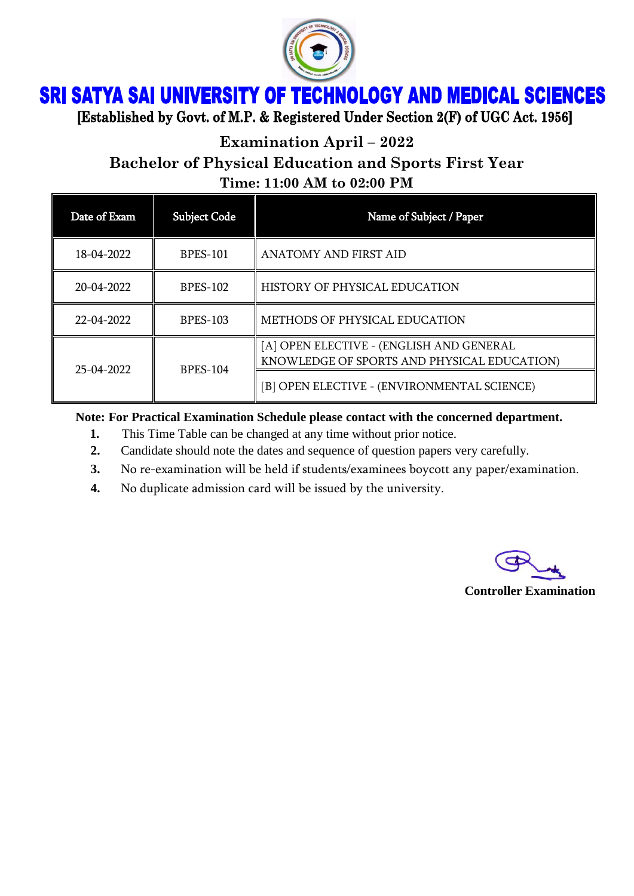# SRI SATYA SAI UNIVERSITY OF TECHNOLOGY AND MEDICAL SCIENCES

**[Established by Govt. of M.P. & Registered Under Section 2(F) of UGC Act. 1956]**

## Examination April – 2022

## Bachelor of Physical Education and Sports First Year

## Time: 11:00 AM to 02:00 PM

| Date of Exam | Subject Code | Name of Subject / Paper |
|---|---|---|
| 18-04-2022 | BPES-101 | ANATOMY AND FIRST AID |
| 20-04-2022 | BPES-102 | HISTORY OF PHYSICAL EDUCATION |
| 22-04-2022 | BPES-103 | METHODS OF PHYSICAL EDUCATION |
| 25-04-2022 | BPES-104 | [A] OPEN ELECTIVE - (ENGLISH AND GENERAL KNOWLEDGE OF SPORTS AND PHYSICAL EDUCATION) |
| | | [B] OPEN ELECTIVE - (ENVIRONMENTAL SCIENCE) |

**Note: For Practical Examination Schedule please contact with the concerned department.**

1. This Time Table can be changed at any time without prior notice.
2. Candidate should note the dates and sequence of question papers very carefully.
3. No re-examination will be held if students/examinees boycott any paper/examination.
4. No duplicate admission card will be issued by the university.

**Controller Examination**